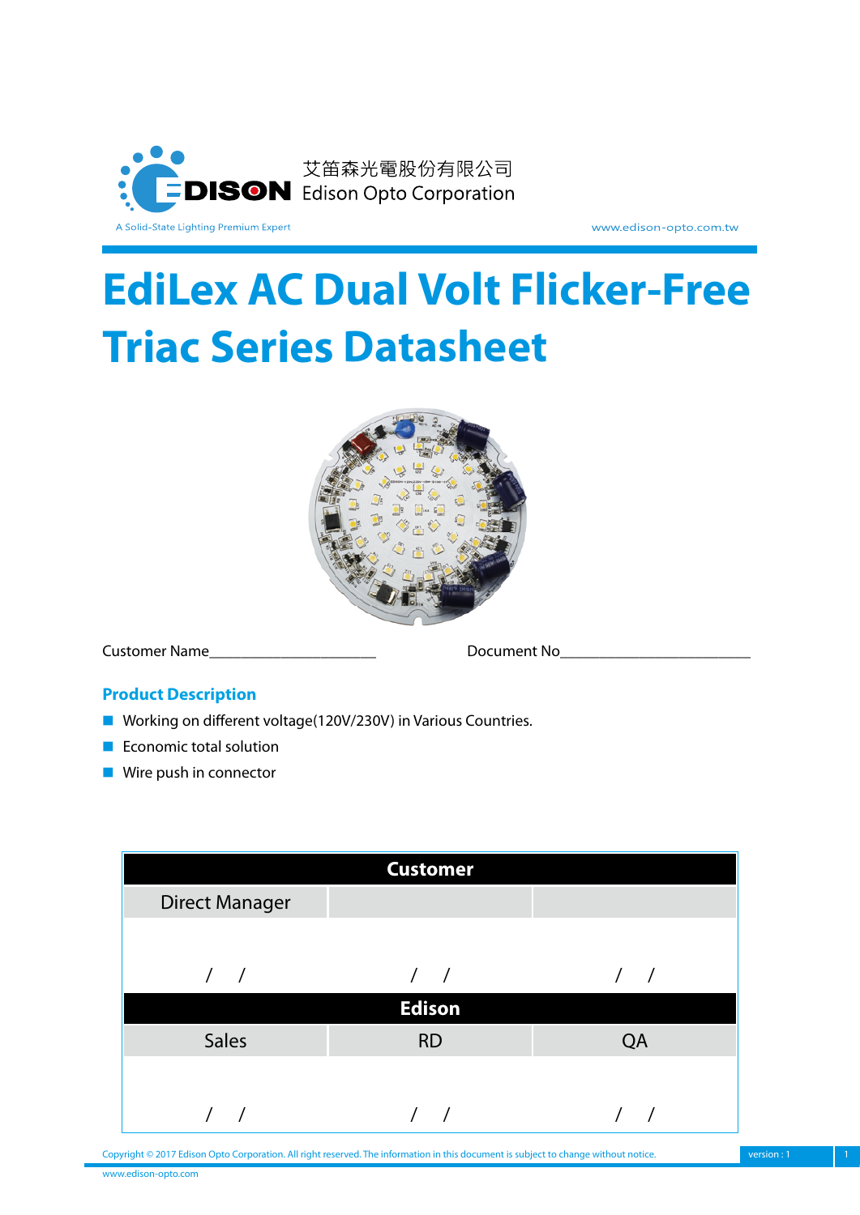艾笛森光電股份有限公司
Edison Opto Corporation

A Solid-State Lighting Premium Expert

www.edison-opto.com.tw

# EdiLex AC Dual Volt Flicker-Free Triac Series Datasheet

Customer Name______________________ Document No__________________________

## Product Description

- Working on different voltage(120V/230V) in Various Countries.
- Economic total solution
- Wire push in connector

| Customer | | |
|---|---|---|
| Direct Manager | | |
| / / | / / | / / |
| **Edison** | | |
| Sales | RD | QA |
| / / | / / | / / |

Copyright © 2017 Edison Opto Corporation. All right reserved. The information in this document is subject to change without notice.

version : 1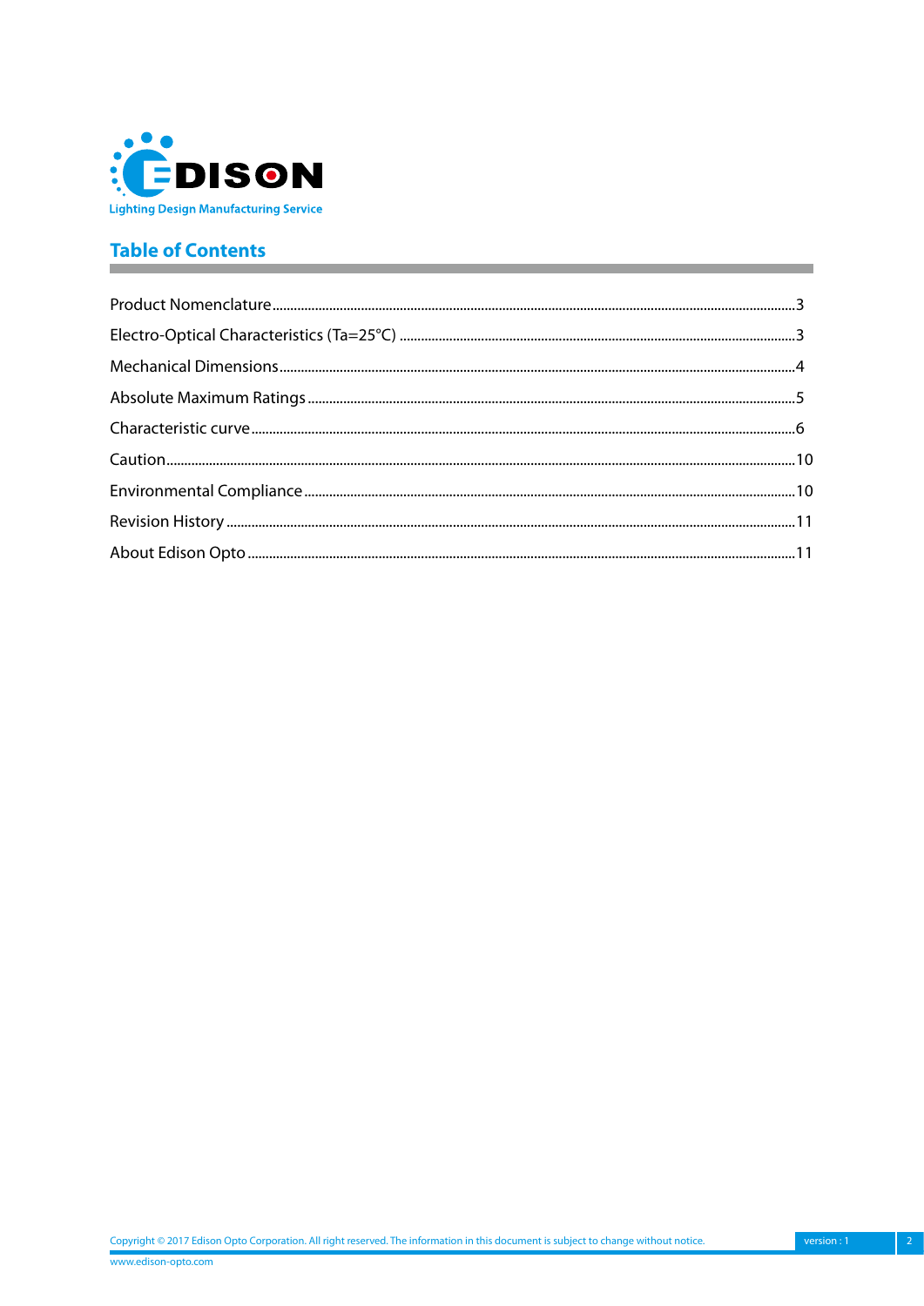## Table of Contents

| Section | Page |
|---|---|
| Product Nomenclature | 3 |
| Electro-Optical Characteristics (Ta=25°C) | 3 |
| Mechanical Dimensions | 4 |
| Absolute Maximum Ratings | 5 |
| Characteristic curve | 6 |
| Caution | 10 |
| Environmental Compliance | 10 |
| Revision History | 11 |
| About Edison Opto | 11 |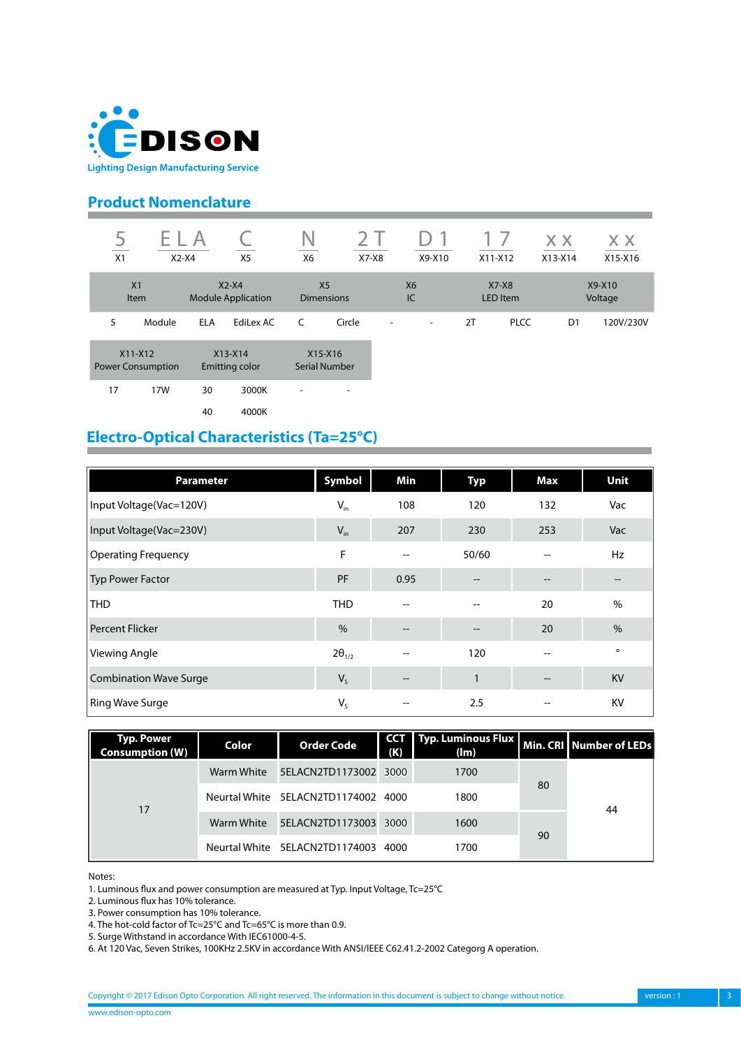## Product Nomenclature

| 5 | E L A | C | N | 2 T | D 1 | 1 7 | x x | x x |
|---|---|---|---|---|---|---|---|---|
| X1 | X2-X4 | X5 | X6 | X7-X8 | X9-X10 | X11-X12 | X13-X14 | X15-X16 |

| X1 Item | | X2-X4 Module Application | | X5 Dimensions | | X6 IC | | X7-X8 LED Item | | X9-X10 Voltage | |
|---|---|---|---|---|---|---|---|---|---|---|---|
| 5 | Module | ELA | EdiLex AC | C | Circle | - | - | 2T | PLCC | D1 | 120V/230V |

| X11-X12 Power Consumption | | X13-X14 Emitting color | | X15-X16 Serial Number | |
|---|---|---|---|---|---|
| 17 | 17W | 30 | 3000K | - | - |
| | | 40 | 4000K | | |

## Electro-Optical Characteristics (Ta=25°C)

| Parameter | Symbol | Min | Typ | Max | Unit |
|---|---|---|---|---|---|
| Input Voltage(Vac=120V) | $V_{in}$ | 108 | 120 | 132 | Vac |
| Input Voltage(Vac=230V) | $V_{in}$ | 207 | 230 | 253 | Vac |
| Operating Frequency | F | -- | 50/60 | -- | Hz |
| Typ Power Factor | PF | 0.95 | -- | -- | -- |
| THD | THD | -- | -- | 20 | % |
| Percent Flicker | % | -- | -- | 20 | % |
| Viewing Angle | $2\theta_{1/2}$ | -- | 120 | -- | ° |
| Combination Wave Surge | $V_S$ | -- | 1 | -- | KV |
| Ring Wave Surge | $V_S$ | -- | 2.5 | -- | KV |

| Typ. Power Consumption (W) | Color | Order Code | CCT (K) | Typ. Luminous Flux (lm) | Min. CRI | Number of LEDs |
|---|---|---|---|---|---|---|
| 17 | Warm White | 5ELACN2TD1173002 | 3000 | 1700 | 80 | 44 |
| | Neurtal White | 5ELACN2TD1174002 | 4000 | 1800 | | |
| | Warm White | 5ELACN2TD1173003 | 3000 | 1600 | 90 | |
| | Neurtal White | 5ELACN2TD1174003 | 4000 | 1700 | | |

Notes:
1. Luminous flux and power consumption are measured at Typ. Input Voltage, Tc=25°C
2. Luminous flux has 10% tolerance.
3. Power consumption has 10% tolerance.
4. The hot-cold factor of Tc=25°C and Tc=65°C is more than 0.9.
5. Surge Withstand in accordance With IEC61000-4-5.
6. At 120 Vac, Seven Strikes, 100KHz 2.5KV in accordance With ANSI/IEEE C62.41.2-2002 Categorg A operation.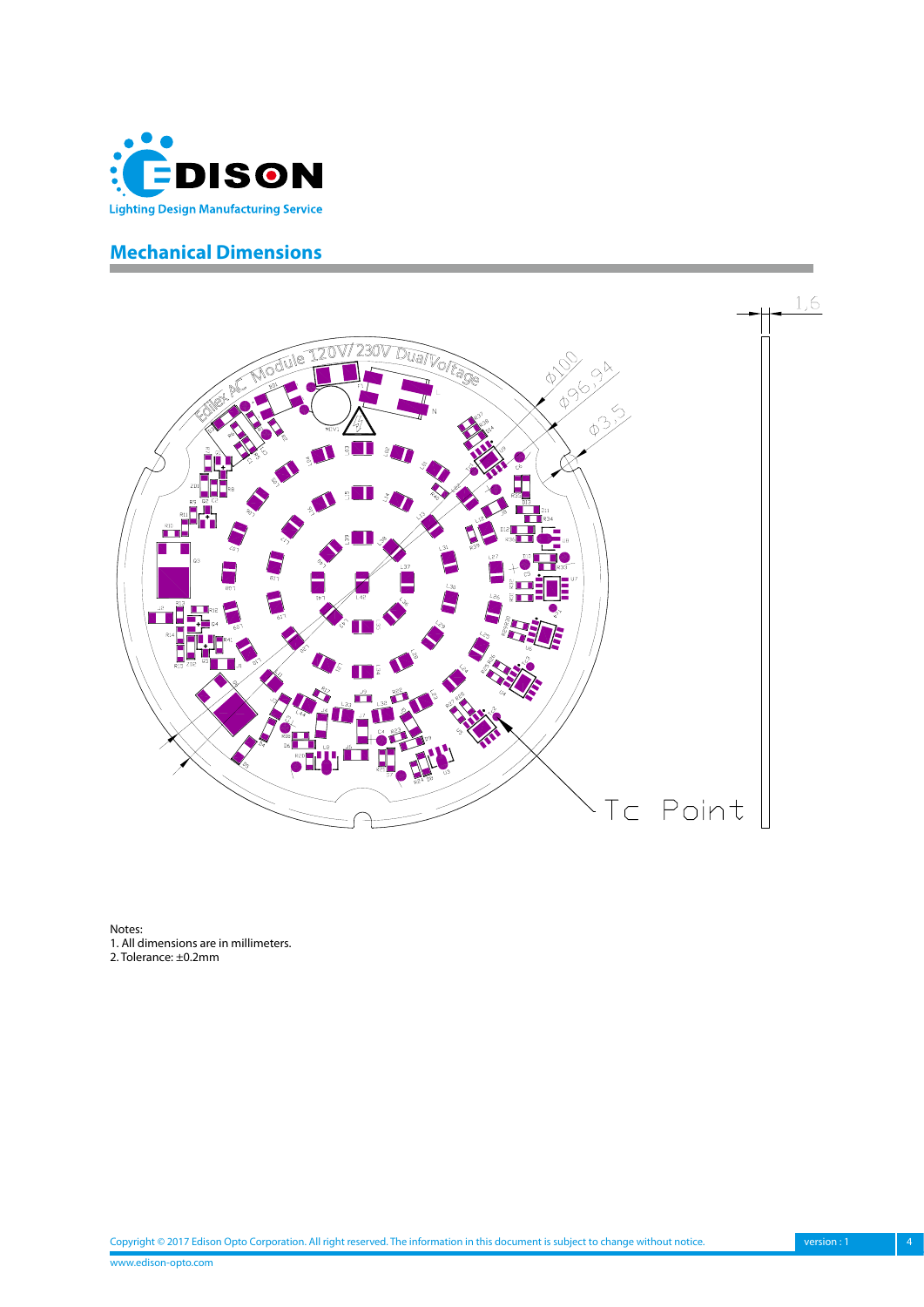## Mechanical Dimensions

Notes:
1. All dimensions are in millimeters.
2. Tolerance: ±0.2mm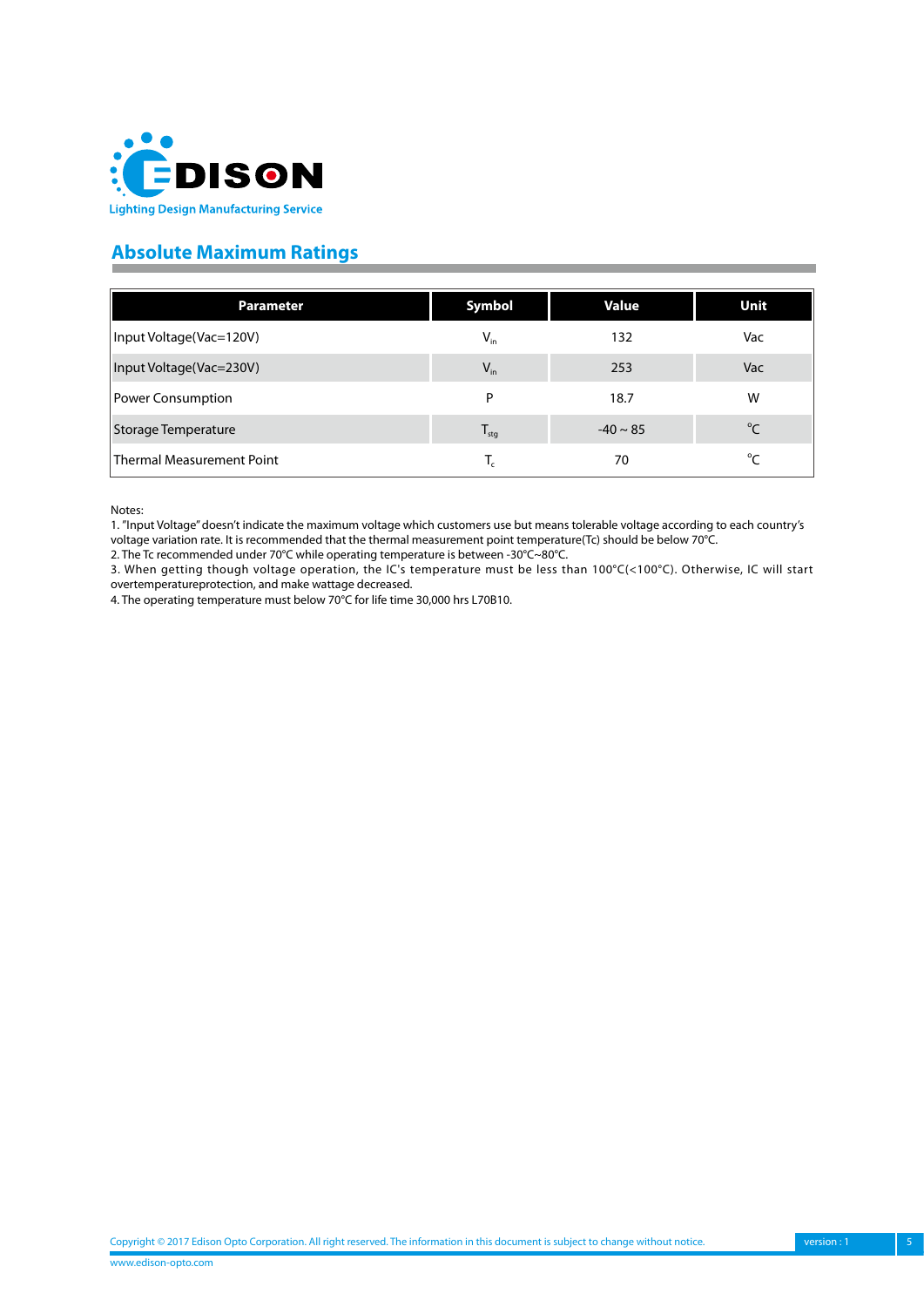## Absolute Maximum Ratings

| Parameter | Symbol | Value | Unit |
|---|---|---|---|
| Input Voltage(Vac=120V) | $V_{in}$ | 132 | Vac |
| Input Voltage(Vac=230V) | $V_{in}$ | 253 | Vac |
| Power Consumption | P | 18.7 | W |
| Storage Temperature | $T_{stg}$ | -40 ~ 85 | °C |
| Thermal Measurement Point | $T_c$ | 70 | °C |

Notes:

1. "Input Voltage" doesn't indicate the maximum voltage which customers use but means tolerable voltage according to each country's voltage variation rate. It is recommended that the thermal measurement point temperature(Tc) should be below 70°C.
2. The Tc recommended under 70°C while operating temperature is between -30°C~80°C.
3. When getting though voltage operation, the IC's temperature must be less than 100°C(<100°C). Otherwise, IC will start overtemperatureprotection, and make wattage decreased.
4. The operating temperature must below 70°C for life time 30,000 hrs L70B10.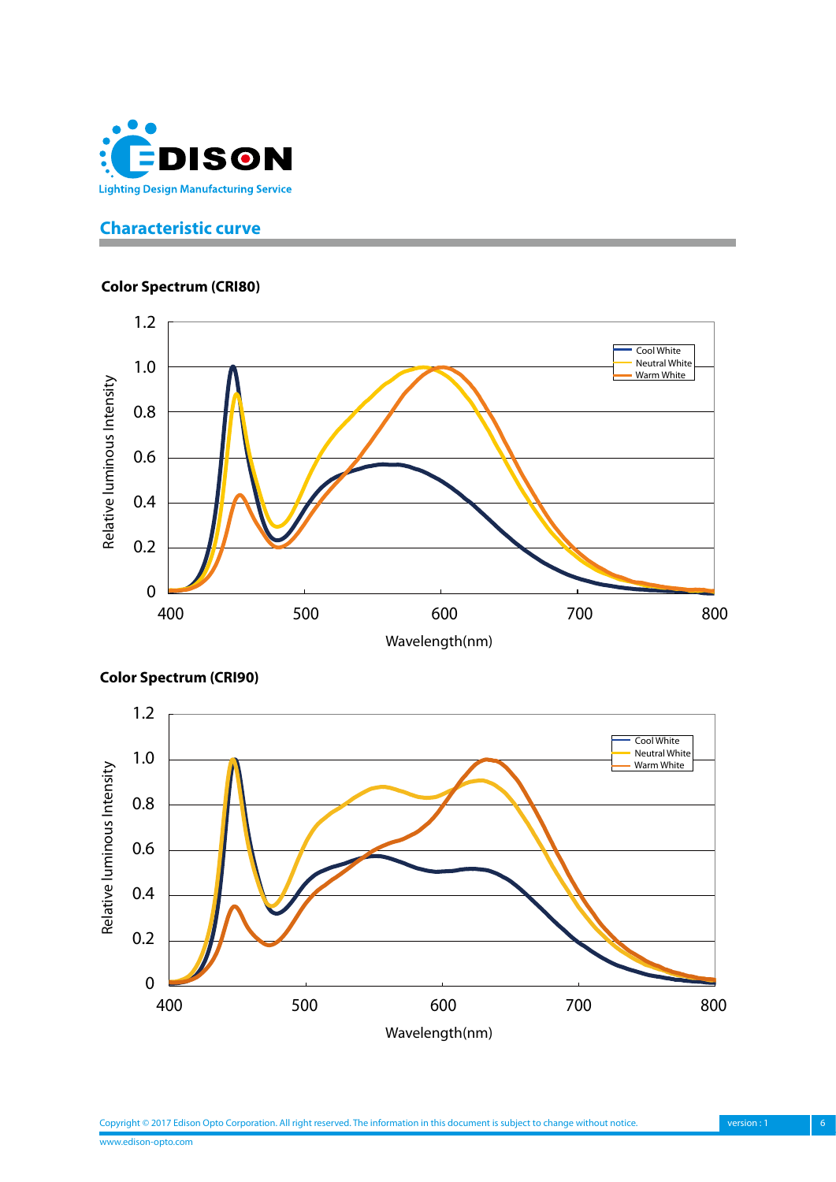## Characteristic curve

**Color Spectrum (CRI80)**

Relative luminous Intensity

Cool White
Neutral White
Warm White

Wavelength(nm)

**Color Spectrum (CRI90)**

Relative luminous Intensity

Cool White
Neutral White
Warm White

Wavelength(nm)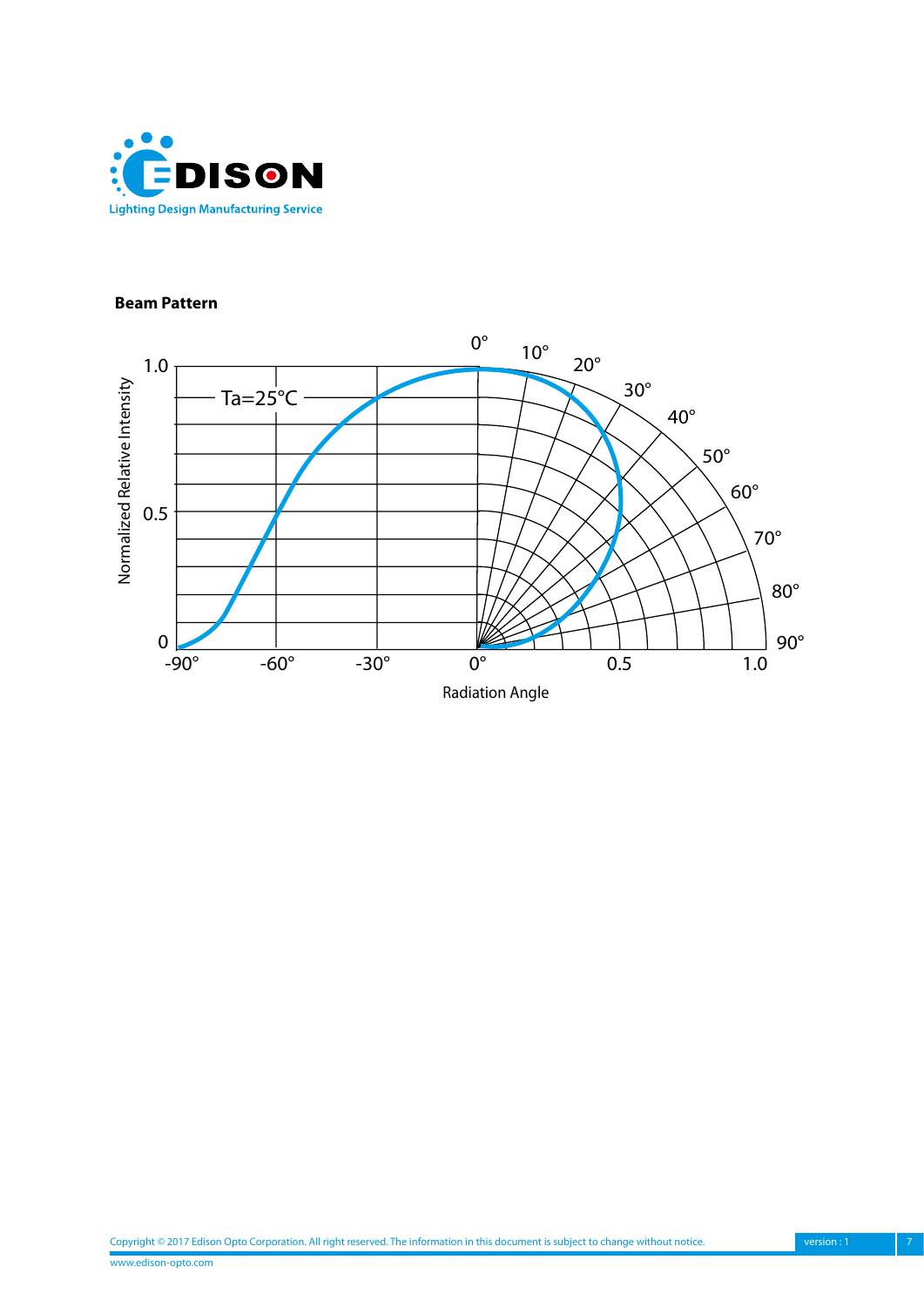**Beam Pattern**

Ta=25°C

Normalized Relative Intensity

1.0

0.5

0

-90° -60° -30° 0° 0.5 1.0

0° 10° 20° 30° 40° 50° 60° 70° 80° 90°

Radiation Angle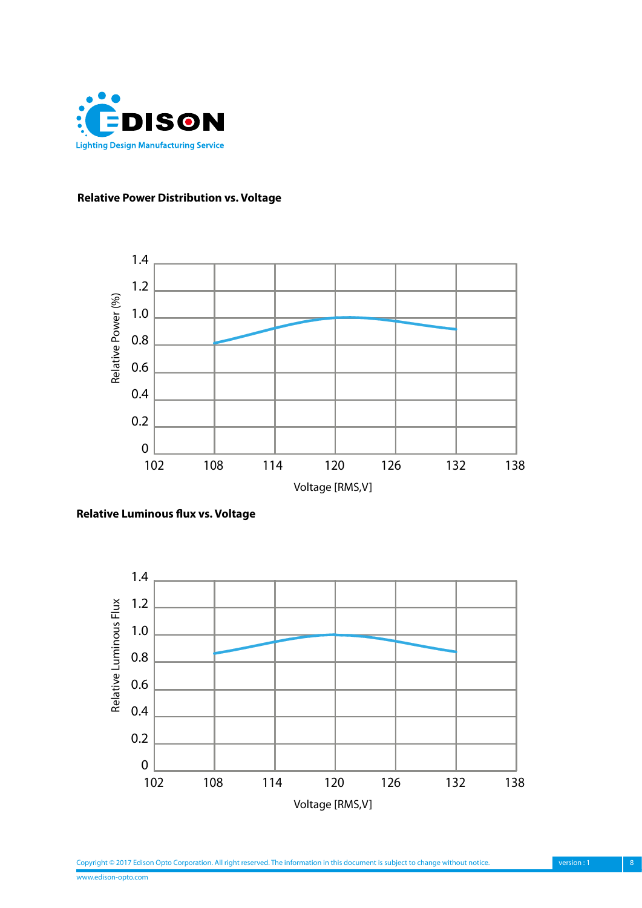**Relative Power Distribution vs. Voltage**

Relative Power (%)

1.4
1.2
1.0
0.8
0.6
0.4
0.2
0

102 108 114 120 126 132 138

Voltage [RMS,V]

**Relative Luminous flux vs. Voltage**

Relative Luminous Flux

1.4
1.2
1.0
0.8
0.6
0.4
0.2
0

102 108 114 120 126 132 138

Voltage [RMS,V]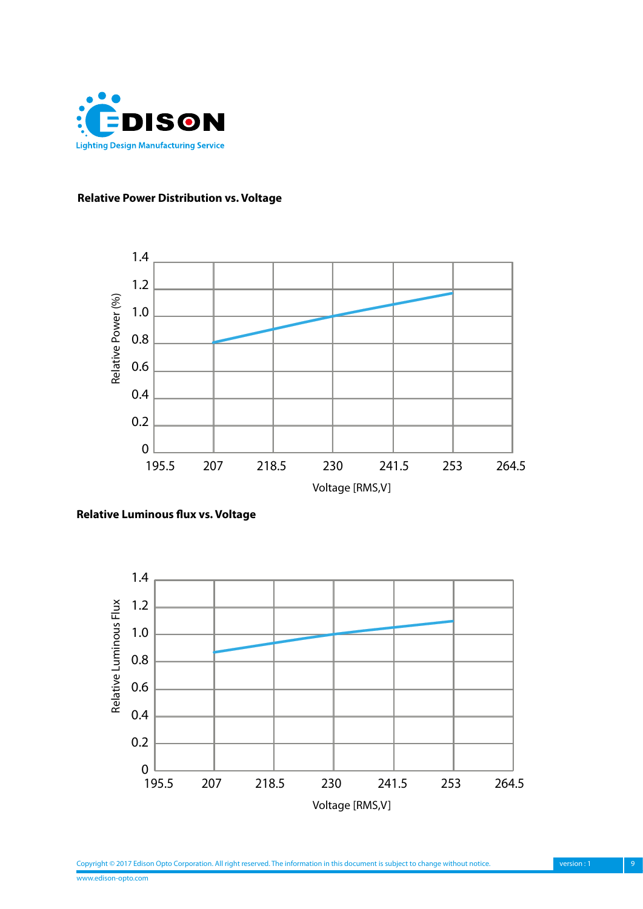## Relative Power Distribution vs. Voltage

Relative Power (%)

1.4
1.2
1.0
0.8
0.6
0.4
0.2
0

195.5 207 218.5 230 241.5 253 264.5

Voltage [RMS,V]

## Relative Luminous flux vs. Voltage

Relative Luminous Flux

1.4
1.2
1.0
0.8
0.6
0.4
0.2
0

195.5 207 218.5 230 241.5 253 264.5

Voltage [RMS,V]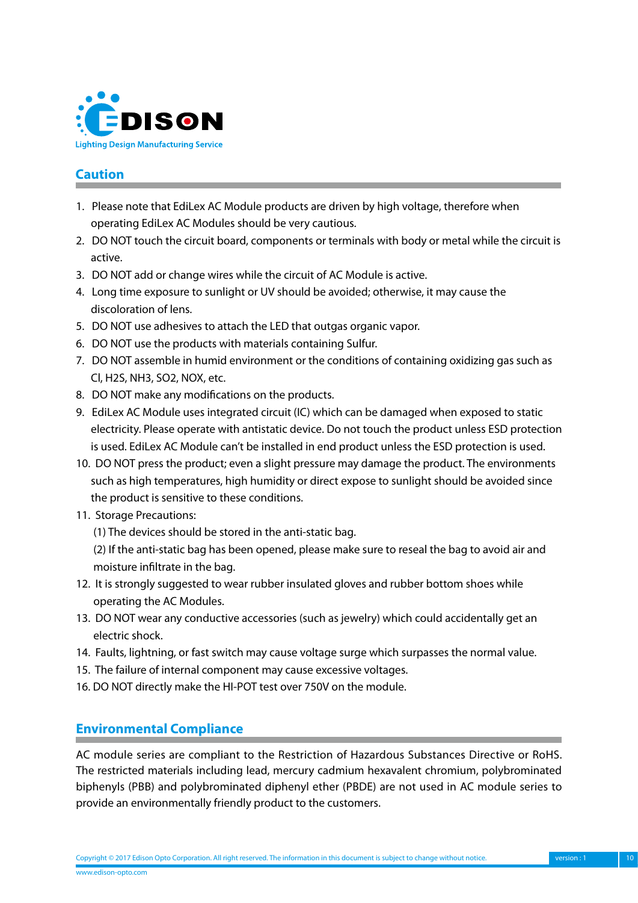## Caution

1. Please note that EdiLex AC Module products are driven by high voltage, therefore when operating EdiLex AC Modules should be very cautious.
2. DO NOT touch the circuit board, components or terminals with body or metal while the circuit is active.
3. DO NOT add or change wires while the circuit of AC Module is active.
4. Long time exposure to sunlight or UV should be avoided; otherwise, it may cause the discoloration of lens.
5. DO NOT use adhesives to attach the LED that outgas organic vapor.
6. DO NOT use the products with materials containing Sulfur.
7. DO NOT assemble in humid environment or the conditions of containing oxidizing gas such as Cl, H2S, NH3, SO2, NOX, etc.
8. DO NOT make any modifications on the products.
9. EdiLex AC Module uses integrated circuit (IC) which can be damaged when exposed to static electricity. Please operate with antistatic device. Do not touch the product unless ESD protection is used. EdiLex AC Module can't be installed in end product unless the ESD protection is used.
10. DO NOT press the product; even a slight pressure may damage the product. The environments such as high temperatures, high humidity or direct expose to sunlight should be avoided since the product is sensitive to these conditions.
11. Storage Precautions:
    (1) The devices should be stored in the anti-static bag.
    (2) If the anti-static bag has been opened, please make sure to reseal the bag to avoid air and moisture infiltrate in the bag.
12. It is strongly suggested to wear rubber insulated gloves and rubber bottom shoes while operating the AC Modules.
13. DO NOT wear any conductive accessories (such as jewelry) which could accidentally get an electric shock.
14. Faults, lightning, or fast switch may cause voltage surge which surpasses the normal value.
15. The failure of internal component may cause excessive voltages.
16. DO NOT directly make the HI-POT test over 750V on the module.

## Environmental Compliance

AC module series are compliant to the Restriction of Hazardous Substances Directive or RoHS. The restricted materials including lead, mercury cadmium hexavalent chromium, polybrominated biphenyls (PBB) and polybrominated diphenyl ether (PBDE) are not used in AC module series to provide an environmentally friendly product to the customers.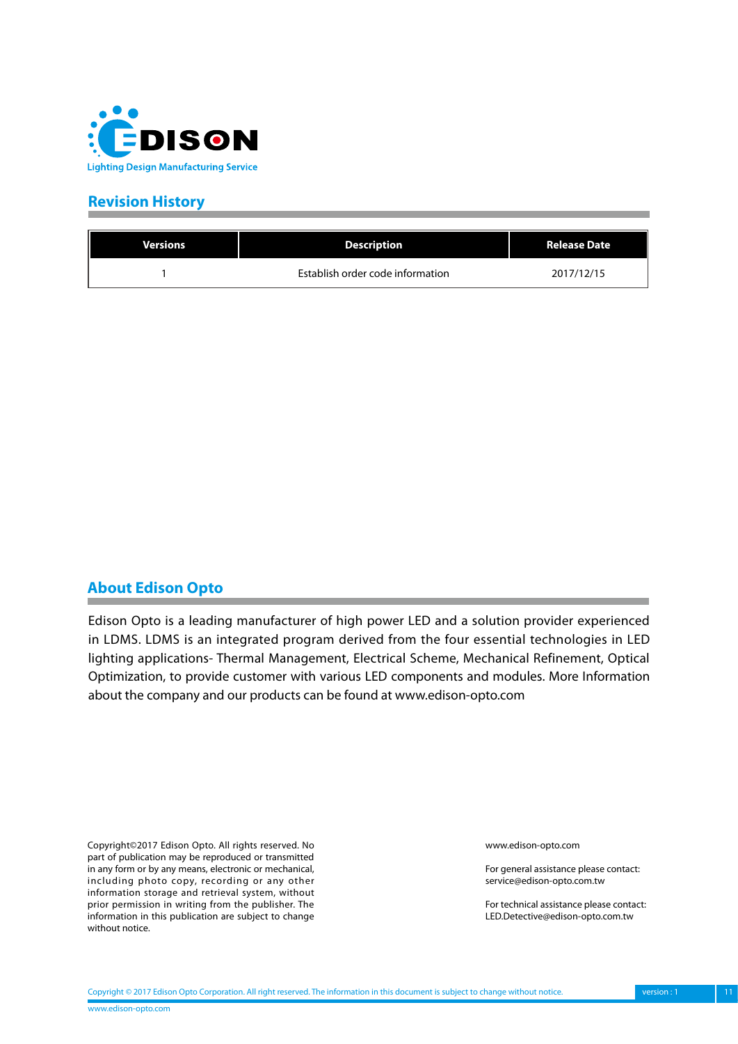EDISON

Lighting Design Manufacturing Service

## Revision History

| Versions | Description | Release Date |
| --- | --- | --- |
| 1 | Establish order code information | 2017/12/15 |

## About Edison Opto

Edison Opto is a leading manufacturer of high power LED and a solution provider experienced in LDMS. LDMS is an integrated program derived from the four essential technologies in LED lighting applications- Thermal Management, Electrical Scheme, Mechanical Refinement, Optical Optimization, to provide customer with various LED components and modules. More Information about the company and our products can be found at www.edison-opto.com

Copyright©2017 Edison Opto. All rights reserved. No part of publication may be reproduced or transmitted in any form or by any means, electronic or mechanical, including photo copy, recording or any other information storage and retrieval system, without prior permission in writing from the publisher. The information in this publication are subject to change without notice.

www.edison-opto.com

For general assistance please contact:
service@edison-opto.com.tw

For technical assistance please contact:
LED.Detective@edison-opto.com.tw